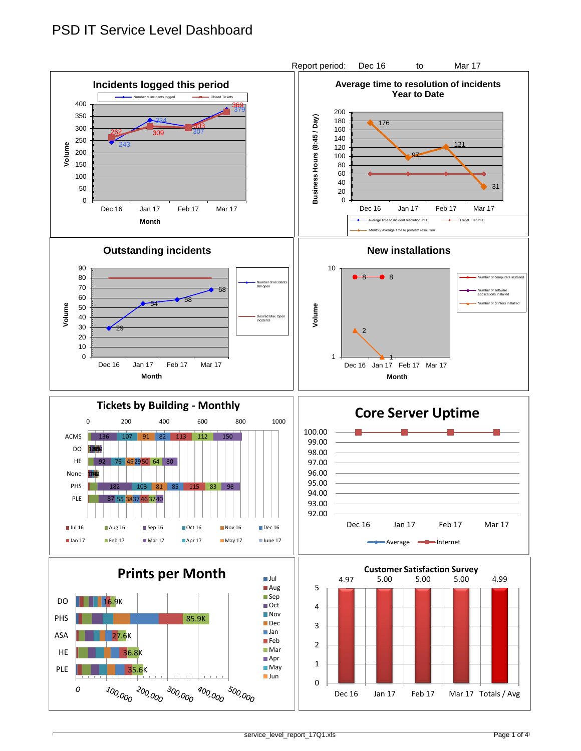# PSD IT Service Level Dashboard

Report period: Dec 16 to Mar 17

## Incidents logged this period

| Month | Number of incidents logged | Closed Tickets |
|---|---|---|
| Dec 16 | 243 | 262 |
| Jan 17 | 334 | 309 |
| Feb 17 | 307 | 303 |
| Mar 17 | 379 | 369 |

## Average time to resolution of incidents Year to Date

Business Hours (8:45 / Day)

| Month | Monthly Average time to problem resolution | Target TTR YTD |
|---|---|---|
| Dec 16 | 176 | 60 |
| Jan 17 | 97 | 60 |
| Feb 17 | 121 | 60 |
| Mar 17 | 31 | 60 |

Legend: Average time to incident resolution YTD; Target TTR YTD; Monthly Average time to problem resolution

## Outstanding incidents

| Month | Number of incidents still open | Desired Max Open incidents |
|---|---|---|
| Dec 16 | 29 | 80 |
| Jan 17 | 54 | 80 |
| Feb 17 | 58 | 80 |
| Mar 17 | 68 | 80 |

## New installations

| Month | Number of computers installed | Number of printers installed |
|---|---|---|
| Dec 16 | 8 | 2 |
| Jan 17 | 8 | 1 |
| Feb 17 | | |
| Mar 17 | | |

Legend: Number of computers installed; Number of software applications installed; Number of printers installed

## Tickets by Building - Monthly

| Building | Values shown |
|---|---|
| ACMS | 136, 107, 91, 82, 113, 112, 150 |
| DO | |
| HE | 92, 76, 49, 29, 50, 64, 80 |
| None | |
| PHS | 182, 103, 81, 85, 115, 83, 98 |
| PLE | 87, 55, 38, 37, 46, 37, 40 |

Legend: Jul 16, Aug 16, Sep 16, Oct 16, Nov 16, Dec 16, Jan 17, Feb 17, Mar 17, Apr 17, May 17, June 17

## Core Server Uptime

| Month | Internet |
|---|---|
| Dec 16 | 100.00 |
| Jan 17 | 100.00 |
| Feb 17 | 100.00 |
| Mar 17 | 100.00 |

Legend: Average; Internet

## Prints per Month

| Building | Total |
|---|---|
| DO | 16.9K |
| PHS | 85.9K |
| ASA | 27.6K |
| HE | 36.8K |
| PLE | 35.6K |

Legend: Jul, Aug, Sep, Oct, Nov, Dec, Jan, Feb, Mar, Apr, May, Jun

## Customer Satisfaction Survey

| Dec 16 | Jan 17 | Feb 17 | Mar 17 | Totals / Avg |
|---|---|---|---|---|
| 4.97 | 5.00 | 5.00 | 5.00 | 4.99 |

service_level_report_17Q1.xls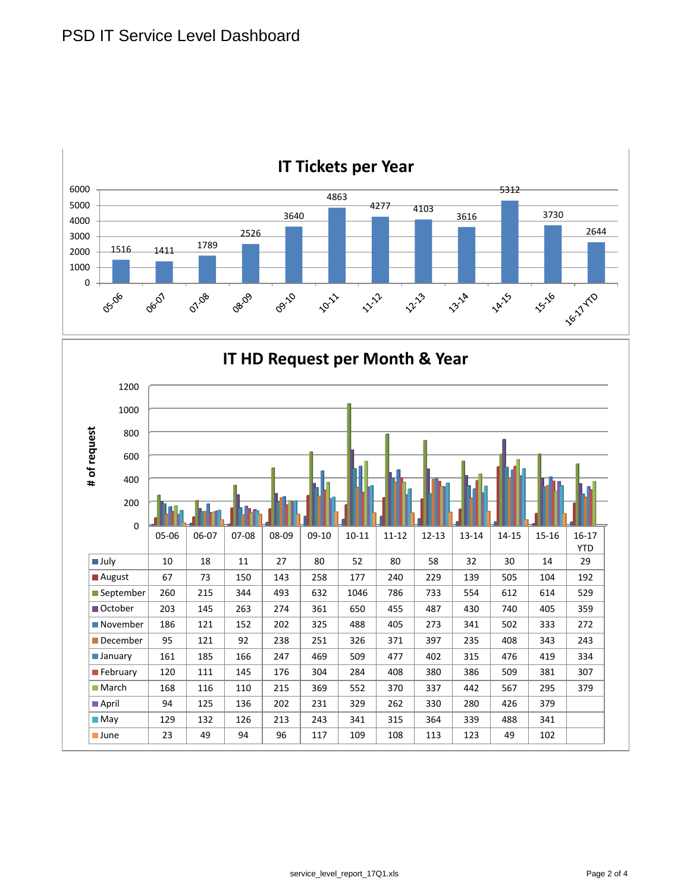# PSD IT Service Level Dashboard

## IT Tickets per Year

| Year | Tickets |
|---|---|
| 05-06 | 1516 |
| 06-07 | 1411 |
| 07-08 | 1789 |
| 08-09 | 2526 |
| 09-10 | 3640 |
| 10-11 | 4863 |
| 11-12 | 4277 |
| 12-13 | 4103 |
| 13-14 | 3616 |
| 14-15 | 5312 |
| 15-16 | 3730 |
| 16-17 YTD | 2644 |

## IT HD Request per Month & Year

# of request

| | 05-06 | 06-07 | 07-08 | 08-09 | 09-10 | 10-11 | 11-12 | 12-13 | 13-14 | 14-15 | 15-16 | 16-17 YTD |
|---|---|---|---|---|---|---|---|---|---|---|---|---|
| July | 10 | 18 | 11 | 27 | 80 | 52 | 80 | 58 | 32 | 30 | 14 | 29 |
| August | 67 | 73 | 150 | 143 | 258 | 177 | 240 | 229 | 139 | 505 | 104 | 192 |
| September | 260 | 215 | 344 | 493 | 632 | 1046 | 786 | 733 | 554 | 612 | 614 | 529 |
| October | 203 | 145 | 263 | 274 | 361 | 650 | 455 | 487 | 430 | 740 | 405 | 359 |
| November | 186 | 121 | 152 | 202 | 325 | 488 | 405 | 273 | 341 | 502 | 333 | 272 |
| December | 95 | 121 | 92 | 238 | 251 | 326 | 371 | 397 | 235 | 408 | 343 | 243 |
| January | 161 | 185 | 166 | 247 | 469 | 509 | 477 | 402 | 315 | 476 | 419 | 334 |
| February | 120 | 111 | 145 | 176 | 304 | 284 | 408 | 380 | 386 | 509 | 381 | 307 |
| March | 168 | 116 | 110 | 215 | 369 | 552 | 370 | 337 | 442 | 567 | 295 | 379 |
| April | 94 | 125 | 136 | 202 | 231 | 329 | 262 | 330 | 280 | 426 | 379 | |
| May | 129 | 132 | 126 | 213 | 243 | 341 | 315 | 364 | 339 | 488 | 341 | |
| June | 23 | 49 | 94 | 96 | 117 | 109 | 108 | 113 | 123 | 49 | 102 | |

service_level_report_17Q1.xls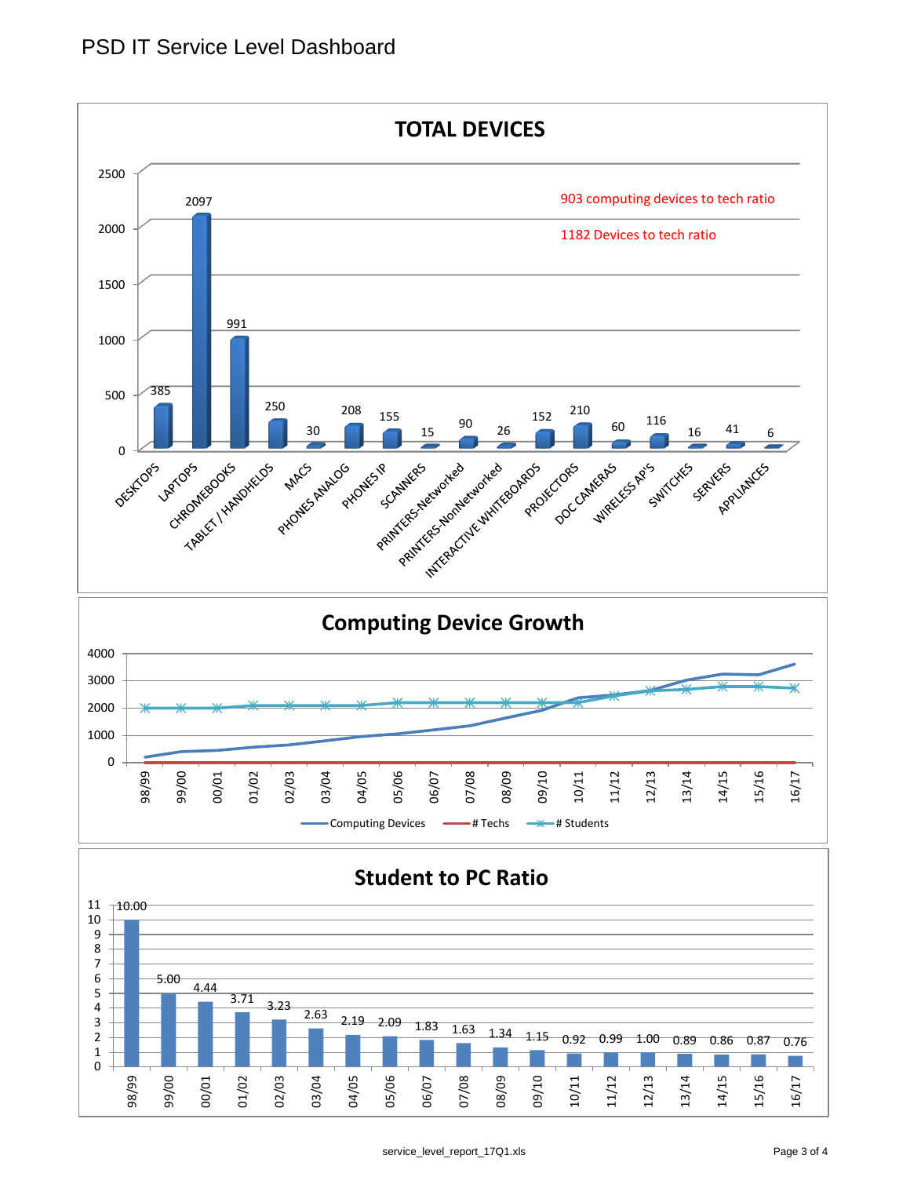# PSD IT Service Level Dashboard

## TOTAL DEVICES

903 computing devices to tech ratio

1182 Devices to tech ratio

| Device | Count |
|---|---|
| DESKTOPS | 385 |
| LAPTOPS | 2097 |
| CHROMEBOOKS | 991 |
| TABLET / HANDHELDS | 250 |
| MACS | 30 |
| PHONES ANALOG | 208 |
| PHONES IP | 155 |
| SCANNERS | 15 |
| PRINTERS-Networked | 90 |
| PRINTERS-NonNetworked | 26 |
| INTERACTIVE WHITEBOARDS | 152 |
| PROJECTORS | 210 |
| DOC CAMERAS | 60 |
| WIRELESS AP'S | 116 |
| SWITCHES | 16 |
| SERVERS | 41 |
| APPLIANCES | 6 |

## Computing Device Growth

Legend: Computing Devices, # Techs, # Students

Years: 98/99, 99/00, 00/01, 01/02, 02/03, 03/04, 04/05, 05/06, 06/07, 07/08, 08/09, 09/10, 10/11, 11/12, 12/13, 13/14, 14/15, 15/16, 16/17

## Student to PC Ratio

| Year | Ratio |
|---|---|
| 98/99 | 10.00 |
| 99/00 | 5.00 |
| 00/01 | 4.44 |
| 01/02 | 3.71 |
| 02/03 | 3.23 |
| 03/04 | 2.63 |
| 04/05 | 2.19 |
| 05/06 | 2.09 |
| 06/07 | 1.83 |
| 07/08 | 1.63 |
| 08/09 | 1.34 |
| 09/10 | 1.15 |
| 10/11 | 0.92 |
| 11/12 | 0.99 |
| 12/13 | 1.00 |
| 13/14 | 0.89 |
| 14/15 | 0.86 |
| 15/16 | 0.87 |
| 16/17 | 0.76 |

service_level_report_17Q1.xls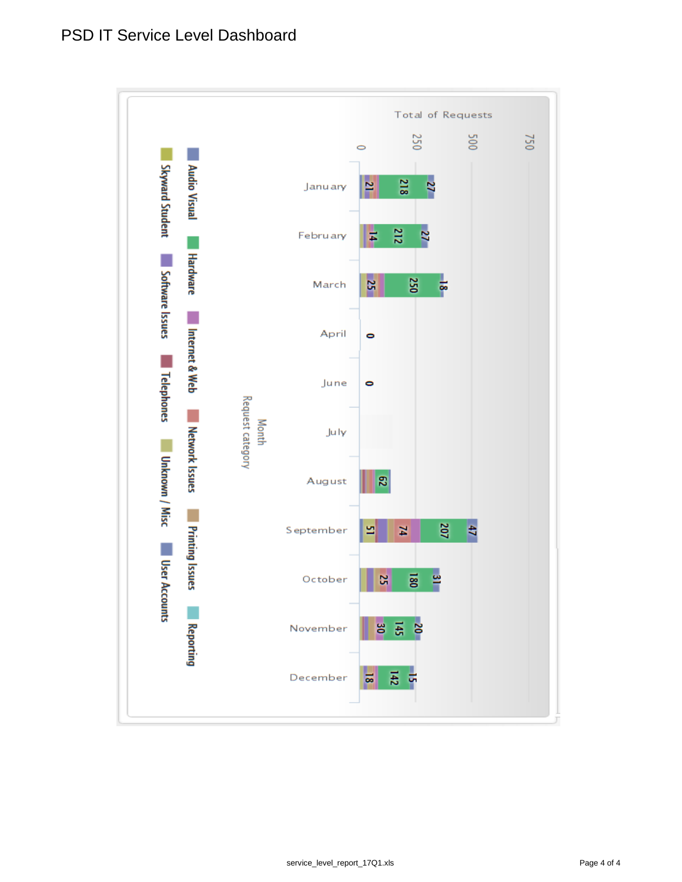# PSD IT Service Level Dashboard

Total of Requests

0
250
500
750

January
21
218
27

February
14
212
27

March
25
250
18

April
0

June
0

July

August
62

September
51
74
207
47

October
25
180
31

November
30
145
20

December
18
142
15

Month
Request category

Audio Visual
Hardware
Internet & Web
Network Issues
Printing Issues
Reporting
Skyward Student
Software Issues
Telephones
Unknown / Misc
User Accounts

service_level_report_17Q1.xls